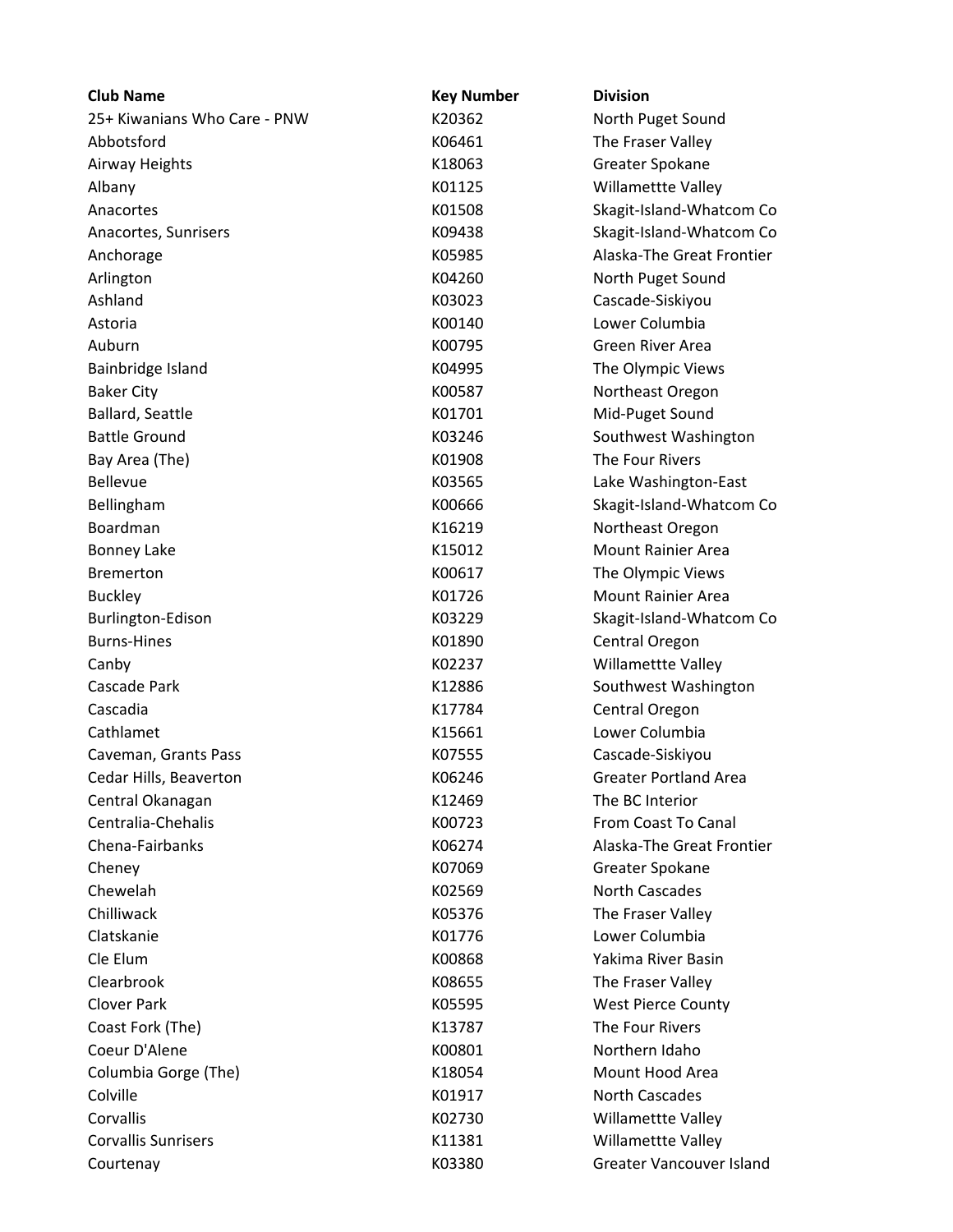| Club Name | Key Number | Division |
| --- | --- | --- |
| 25+ Kiwanians Who Care - PNW | K20362 | North Puget Sound |
| Abbotsford | K06461 | The Fraser Valley |
| Airway Heights | K18063 | Greater Spokane |
| Albany | K01125 | Willamettte Valley |
| Anacortes | K01508 | Skagit-Island-Whatcom Co |
| Anacortes, Sunrisers | K09438 | Skagit-Island-Whatcom Co |
| Anchorage | K05985 | Alaska-The Great Frontier |
| Arlington | K04260 | North Puget Sound |
| Ashland | K03023 | Cascade-Siskiyou |
| Astoria | K00140 | Lower Columbia |
| Auburn | K00795 | Green River Area |
| Bainbridge Island | K04995 | The Olympic Views |
| Baker City | K00587 | Northeast Oregon |
| Ballard, Seattle | K01701 | Mid-Puget Sound |
| Battle Ground | K03246 | Southwest Washington |
| Bay Area (The) | K01908 | The Four Rivers |
| Bellevue | K03565 | Lake Washington-East |
| Bellingham | K00666 | Skagit-Island-Whatcom Co |
| Boardman | K16219 | Northeast Oregon |
| Bonney Lake | K15012 | Mount Rainier Area |
| Bremerton | K00617 | The Olympic Views |
| Buckley | K01726 | Mount Rainier Area |
| Burlington-Edison | K03229 | Skagit-Island-Whatcom Co |
| Burns-Hines | K01890 | Central Oregon |
| Canby | K02237 | Willamettte Valley |
| Cascade Park | K12886 | Southwest Washington |
| Cascadia | K17784 | Central Oregon |
| Cathlamet | K15661 | Lower Columbia |
| Caveman, Grants Pass | K07555 | Cascade-Siskiyou |
| Cedar Hills, Beaverton | K06246 | Greater Portland Area |
| Central Okanagan | K12469 | The BC Interior |
| Centralia-Chehalis | K00723 | From Coast To Canal |
| Chena-Fairbanks | K06274 | Alaska-The Great Frontier |
| Cheney | K07069 | Greater Spokane |
| Chewelah | K02569 | North Cascades |
| Chilliwack | K05376 | The Fraser Valley |
| Clatskanie | K01776 | Lower Columbia |
| Cle Elum | K00868 | Yakima River Basin |
| Clearbrook | K08655 | The Fraser Valley |
| Clover Park | K05595 | West Pierce County |
| Coast Fork (The) | K13787 | The Four Rivers |
| Coeur D'Alene | K00801 | Northern Idaho |
| Columbia Gorge (The) | K18054 | Mount Hood Area |
| Colville | K01917 | North Cascades |
| Corvallis | K02730 | Willamettte Valley |
| Corvallis Sunrisers | K11381 | Willamettte Valley |
| Courtenay | K03380 | Greater Vancouver Island |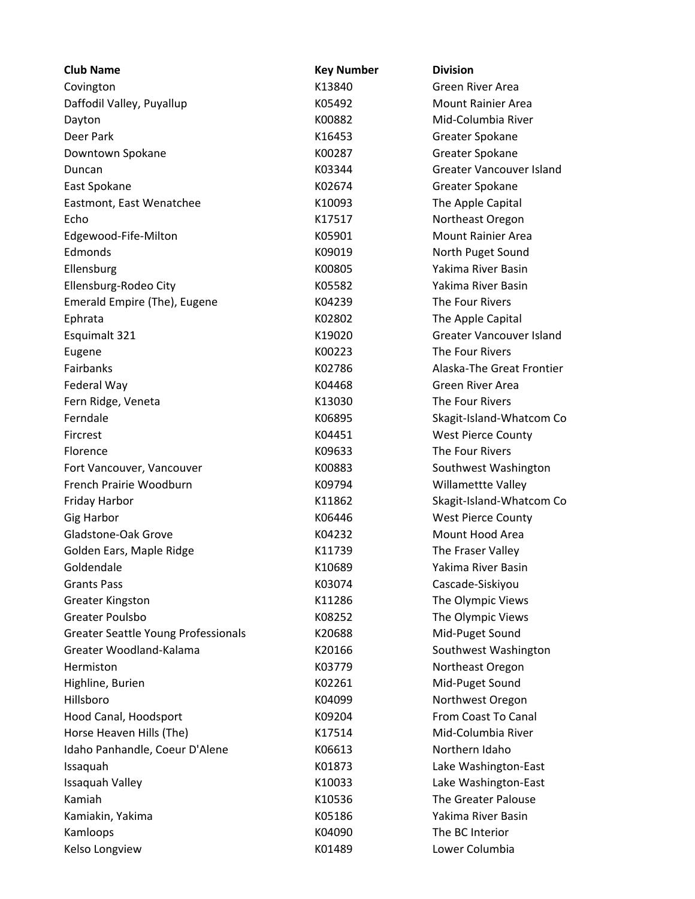| Club Name | Key Number | Division |
| --- | --- | --- |
| Covington | K13840 | Green River Area |
| Daffodil Valley, Puyallup | K05492 | Mount Rainier Area |
| Dayton | K00882 | Mid-Columbia River |
| Deer Park | K16453 | Greater Spokane |
| Downtown Spokane | K00287 | Greater Spokane |
| Duncan | K03344 | Greater Vancouver Island |
| East Spokane | K02674 | Greater Spokane |
| Eastmont, East Wenatchee | K10093 | The Apple Capital |
| Echo | K17517 | Northeast Oregon |
| Edgewood-Fife-Milton | K05901 | Mount Rainier Area |
| Edmonds | K09019 | North Puget Sound |
| Ellensburg | K00805 | Yakima River Basin |
| Ellensburg-Rodeo City | K05582 | Yakima River Basin |
| Emerald Empire (The), Eugene | K04239 | The Four Rivers |
| Ephrata | K02802 | The Apple Capital |
| Esquimalt 321 | K19020 | Greater Vancouver Island |
| Eugene | K00223 | The Four Rivers |
| Fairbanks | K02786 | Alaska-The Great Frontier |
| Federal Way | K04468 | Green River Area |
| Fern Ridge, Veneta | K13030 | The Four Rivers |
| Ferndale | K06895 | Skagit-Island-Whatcom Co |
| Fircrest | K04451 | West Pierce County |
| Florence | K09633 | The Four Rivers |
| Fort Vancouver, Vancouver | K00883 | Southwest Washington |
| French Prairie Woodburn | K09794 | Willamettte Valley |
| Friday Harbor | K11862 | Skagit-Island-Whatcom Co |
| Gig Harbor | K06446 | West Pierce County |
| Gladstone-Oak Grove | K04232 | Mount Hood Area |
| Golden Ears, Maple Ridge | K11739 | The Fraser Valley |
| Goldendale | K10689 | Yakima River Basin |
| Grants Pass | K03074 | Cascade-Siskiyou |
| Greater Kingston | K11286 | The Olympic Views |
| Greater Poulsbo | K08252 | The Olympic Views |
| Greater Seattle Young Professionals | K20688 | Mid-Puget Sound |
| Greater Woodland-Kalama | K20166 | Southwest Washington |
| Hermiston | K03779 | Northeast Oregon |
| Highline, Burien | K02261 | Mid-Puget Sound |
| Hillsboro | K04099 | Northwest Oregon |
| Hood Canal, Hoodsport | K09204 | From Coast To Canal |
| Horse Heaven Hills (The) | K17514 | Mid-Columbia River |
| Idaho Panhandle, Coeur D'Alene | K06613 | Northern Idaho |
| Issaquah | K01873 | Lake Washington-East |
| Issaquah Valley | K10033 | Lake Washington-East |
| Kamiah | K10536 | The Greater Palouse |
| Kamiakin, Yakima | K05186 | Yakima River Basin |
| Kamloops | K04090 | The BC Interior |
| Kelso Longview | K01489 | Lower Columbia |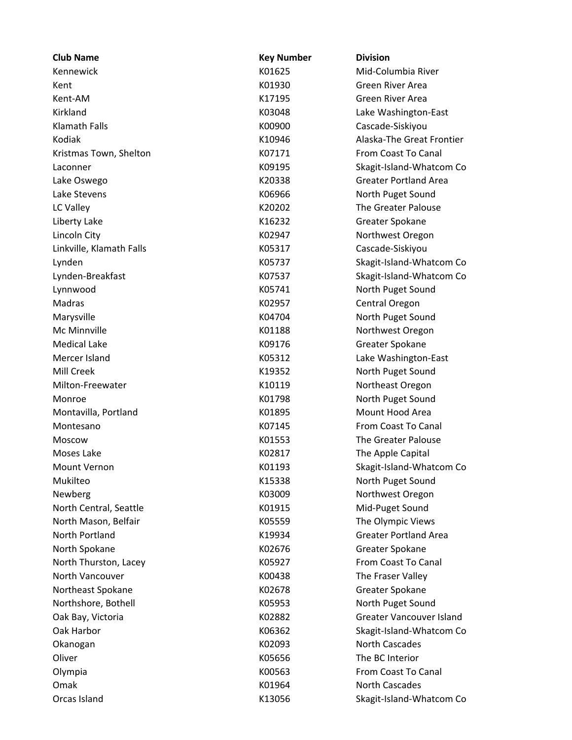| Club Name | Key Number | Division |
| --- | --- | --- |
| Kennewick | K01625 | Mid-Columbia River |
| Kent | K01930 | Green River Area |
| Kent-AM | K17195 | Green River Area |
| Kirkland | K03048 | Lake Washington-East |
| Klamath Falls | K00900 | Cascade-Siskiyou |
| Kodiak | K10946 | Alaska-The Great Frontier |
| Kristmas Town, Shelton | K07171 | From Coast To Canal |
| Laconner | K09195 | Skagit-Island-Whatcom Co |
| Lake Oswego | K20338 | Greater Portland Area |
| Lake Stevens | K06966 | North Puget Sound |
| LC Valley | K20202 | The Greater Palouse |
| Liberty Lake | K16232 | Greater Spokane |
| Lincoln City | K02947 | Northwest Oregon |
| Linkville, Klamath Falls | K05317 | Cascade-Siskiyou |
| Lynden | K05737 | Skagit-Island-Whatcom Co |
| Lynden-Breakfast | K07537 | Skagit-Island-Whatcom Co |
| Lynnwood | K05741 | North Puget Sound |
| Madras | K02957 | Central Oregon |
| Marysville | K04704 | North Puget Sound |
| Mc Minnville | K01188 | Northwest Oregon |
| Medical Lake | K09176 | Greater Spokane |
| Mercer Island | K05312 | Lake Washington-East |
| Mill Creek | K19352 | North Puget Sound |
| Milton-Freewater | K10119 | Northeast Oregon |
| Monroe | K01798 | North Puget Sound |
| Montavilla, Portland | K01895 | Mount Hood Area |
| Montesano | K07145 | From Coast To Canal |
| Moscow | K01553 | The Greater Palouse |
| Moses Lake | K02817 | The Apple Capital |
| Mount Vernon | K01193 | Skagit-Island-Whatcom Co |
| Mukilteo | K15338 | North Puget Sound |
| Newberg | K03009 | Northwest Oregon |
| North Central, Seattle | K01915 | Mid-Puget Sound |
| North Mason, Belfair | K05559 | The Olympic Views |
| North Portland | K19934 | Greater Portland Area |
| North Spokane | K02676 | Greater Spokane |
| North Thurston, Lacey | K05927 | From Coast To Canal |
| North Vancouver | K00438 | The Fraser Valley |
| Northeast Spokane | K02678 | Greater Spokane |
| Northshore, Bothell | K05953 | North Puget Sound |
| Oak Bay, Victoria | K02882 | Greater Vancouver Island |
| Oak Harbor | K06362 | Skagit-Island-Whatcom Co |
| Okanogan | K02093 | North Cascades |
| Oliver | K05656 | The BC Interior |
| Olympia | K00563 | From Coast To Canal |
| Omak | K01964 | North Cascades |
| Orcas Island | K13056 | Skagit-Island-Whatcom Co |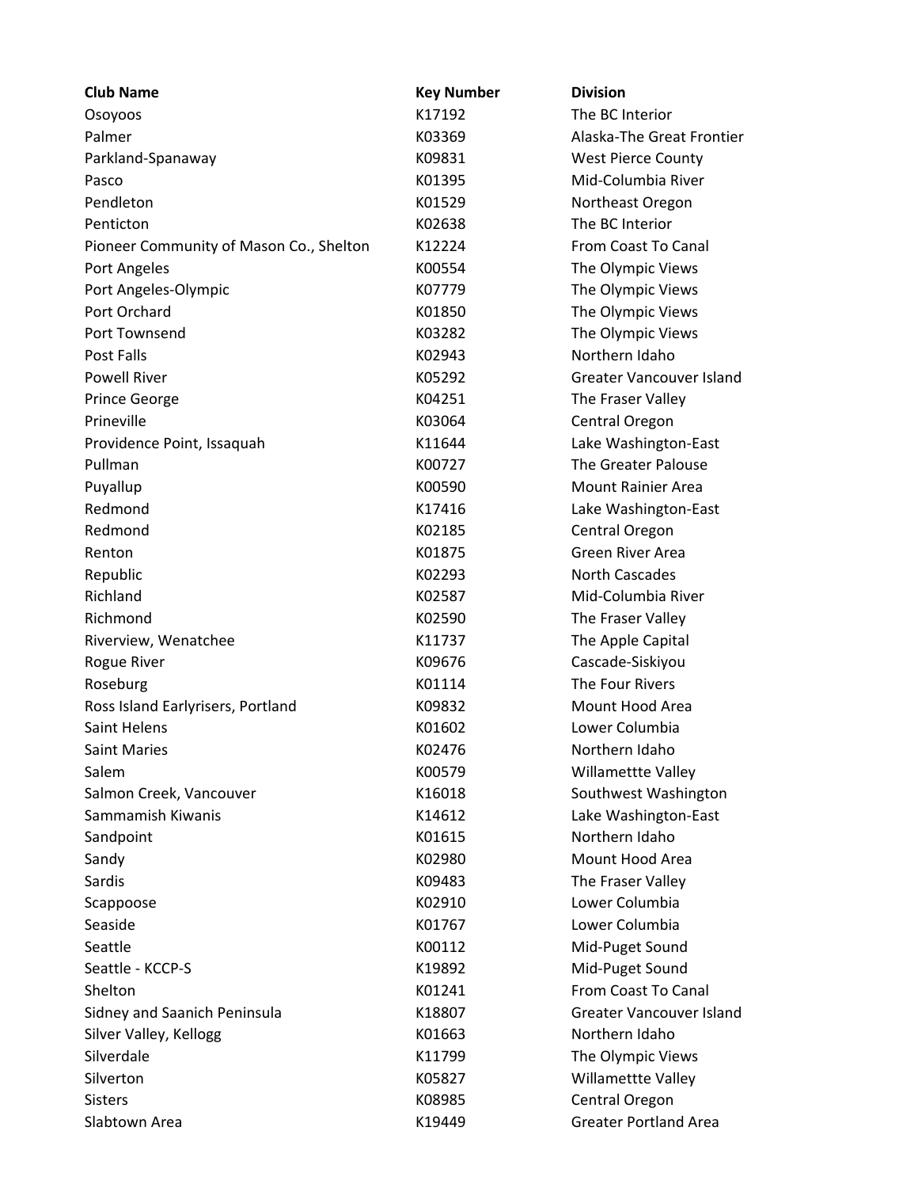| Club Name | Key Number | Division |
|---|---|---|
| Osoyoos | K17192 | The BC Interior |
| Palmer | K03369 | Alaska-The Great Frontier |
| Parkland-Spanaway | K09831 | West Pierce County |
| Pasco | K01395 | Mid-Columbia River |
| Pendleton | K01529 | Northeast Oregon |
| Penticton | K02638 | The BC Interior |
| Pioneer Community of Mason Co., Shelton | K12224 | From Coast To Canal |
| Port Angeles | K00554 | The Olympic Views |
| Port Angeles-Olympic | K07779 | The Olympic Views |
| Port Orchard | K01850 | The Olympic Views |
| Port Townsend | K03282 | The Olympic Views |
| Post Falls | K02943 | Northern Idaho |
| Powell River | K05292 | Greater Vancouver Island |
| Prince George | K04251 | The Fraser Valley |
| Prineville | K03064 | Central Oregon |
| Providence Point, Issaquah | K11644 | Lake Washington-East |
| Pullman | K00727 | The Greater Palouse |
| Puyallup | K00590 | Mount Rainier Area |
| Redmond | K17416 | Lake Washington-East |
| Redmond | K02185 | Central Oregon |
| Renton | K01875 | Green River Area |
| Republic | K02293 | North Cascades |
| Richland | K02587 | Mid-Columbia River |
| Richmond | K02590 | The Fraser Valley |
| Riverview, Wenatchee | K11737 | The Apple Capital |
| Rogue River | K09676 | Cascade-Siskiyou |
| Roseburg | K01114 | The Four Rivers |
| Ross Island Earlyrisers, Portland | K09832 | Mount Hood Area |
| Saint Helens | K01602 | Lower Columbia |
| Saint Maries | K02476 | Northern Idaho |
| Salem | K00579 | Willamettte Valley |
| Salmon Creek, Vancouver | K16018 | Southwest Washington |
| Sammamish Kiwanis | K14612 | Lake Washington-East |
| Sandpoint | K01615 | Northern Idaho |
| Sandy | K02980 | Mount Hood Area |
| Sardis | K09483 | The Fraser Valley |
| Scappoose | K02910 | Lower Columbia |
| Seaside | K01767 | Lower Columbia |
| Seattle | K00112 | Mid-Puget Sound |
| Seattle - KCCP-S | K19892 | Mid-Puget Sound |
| Shelton | K01241 | From Coast To Canal |
| Sidney and Saanich Peninsula | K18807 | Greater Vancouver Island |
| Silver Valley, Kellogg | K01663 | Northern Idaho |
| Silverdale | K11799 | The Olympic Views |
| Silverton | K05827 | Willamettte Valley |
| Sisters | K08985 | Central Oregon |
| Slabtown Area | K19449 | Greater Portland Area |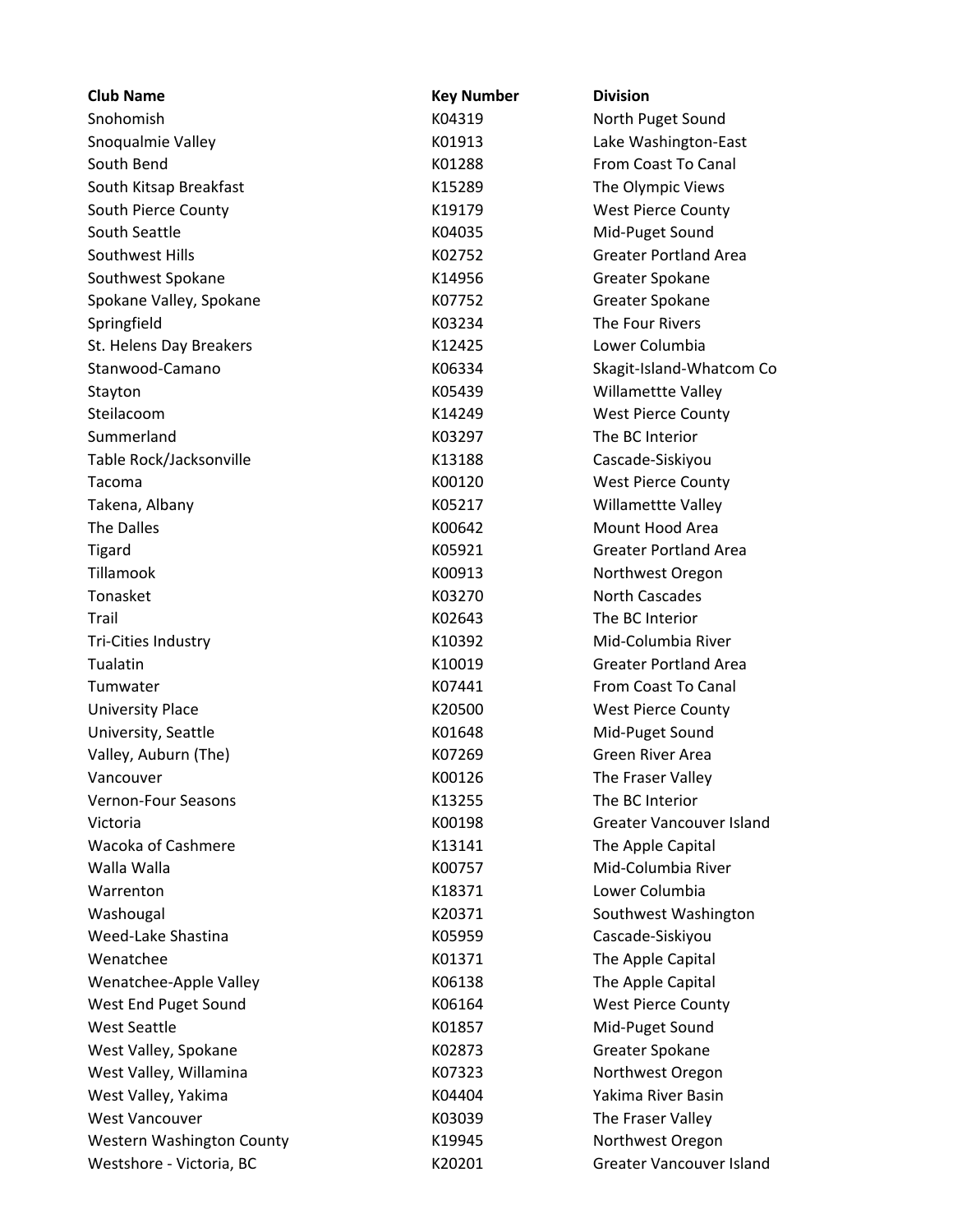| Club Name | Key Number | Division |
|---|---|---|
| Snohomish | K04319 | North Puget Sound |
| Snoqualmie Valley | K01913 | Lake Washington-East |
| South Bend | K01288 | From Coast To Canal |
| South Kitsap Breakfast | K15289 | The Olympic Views |
| South Pierce County | K19179 | West Pierce County |
| South Seattle | K04035 | Mid-Puget Sound |
| Southwest Hills | K02752 | Greater Portland Area |
| Southwest Spokane | K14956 | Greater Spokane |
| Spokane Valley, Spokane | K07752 | Greater Spokane |
| Springfield | K03234 | The Four Rivers |
| St. Helens Day Breakers | K12425 | Lower Columbia |
| Stanwood-Camano | K06334 | Skagit-Island-Whatcom Co |
| Stayton | K05439 | Willamettte Valley |
| Steilacoom | K14249 | West Pierce County |
| Summerland | K03297 | The BC Interior |
| Table Rock/Jacksonville | K13188 | Cascade-Siskiyou |
| Tacoma | K00120 | West Pierce County |
| Takena, Albany | K05217 | Willamettte Valley |
| The Dalles | K00642 | Mount Hood Area |
| Tigard | K05921 | Greater Portland Area |
| Tillamook | K00913 | Northwest Oregon |
| Tonasket | K03270 | North Cascades |
| Trail | K02643 | The BC Interior |
| Tri-Cities Industry | K10392 | Mid-Columbia River |
| Tualatin | K10019 | Greater Portland Area |
| Tumwater | K07441 | From Coast To Canal |
| University Place | K20500 | West Pierce County |
| University, Seattle | K01648 | Mid-Puget Sound |
| Valley, Auburn (The) | K07269 | Green River Area |
| Vancouver | K00126 | The Fraser Valley |
| Vernon-Four Seasons | K13255 | The BC Interior |
| Victoria | K00198 | Greater Vancouver Island |
| Wacoka of Cashmere | K13141 | The Apple Capital |
| Walla Walla | K00757 | Mid-Columbia River |
| Warrenton | K18371 | Lower Columbia |
| Washougal | K20371 | Southwest Washington |
| Weed-Lake Shastina | K05959 | Cascade-Siskiyou |
| Wenatchee | K01371 | The Apple Capital |
| Wenatchee-Apple Valley | K06138 | The Apple Capital |
| West End Puget Sound | K06164 | West Pierce County |
| West Seattle | K01857 | Mid-Puget Sound |
| West Valley, Spokane | K02873 | Greater Spokane |
| West Valley, Willamina | K07323 | Northwest Oregon |
| West Valley, Yakima | K04404 | Yakima River Basin |
| West Vancouver | K03039 | The Fraser Valley |
| Western Washington County | K19945 | Northwest Oregon |
| Westshore - Victoria, BC | K20201 | Greater Vancouver Island |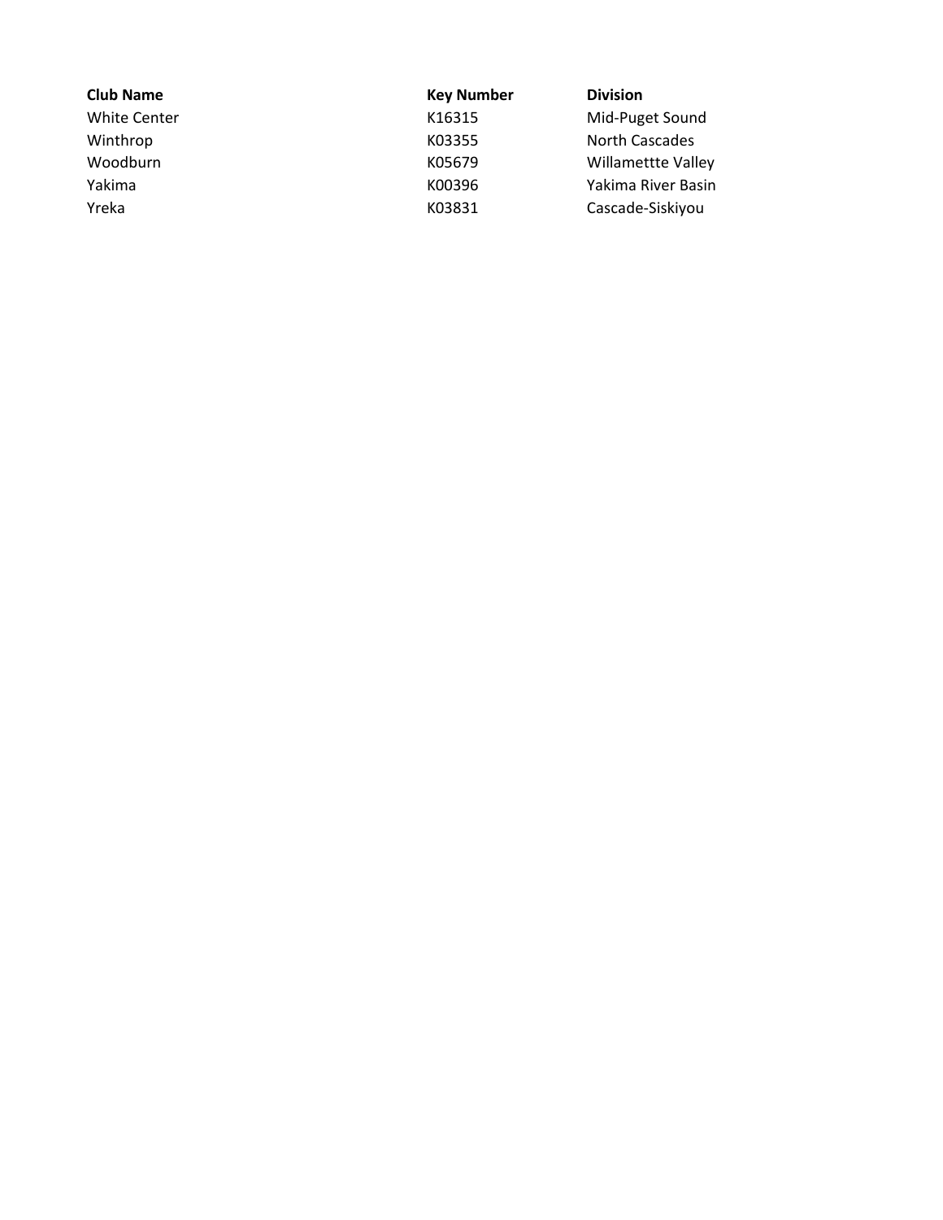| Club Name | Key Number | Division |
| --- | --- | --- |
| White Center | K16315 | Mid-Puget Sound |
| Winthrop | K03355 | North Cascades |
| Woodburn | K05679 | Willamettte Valley |
| Yakima | K00396 | Yakima River Basin |
| Yreka | K03831 | Cascade-Siskiyou |